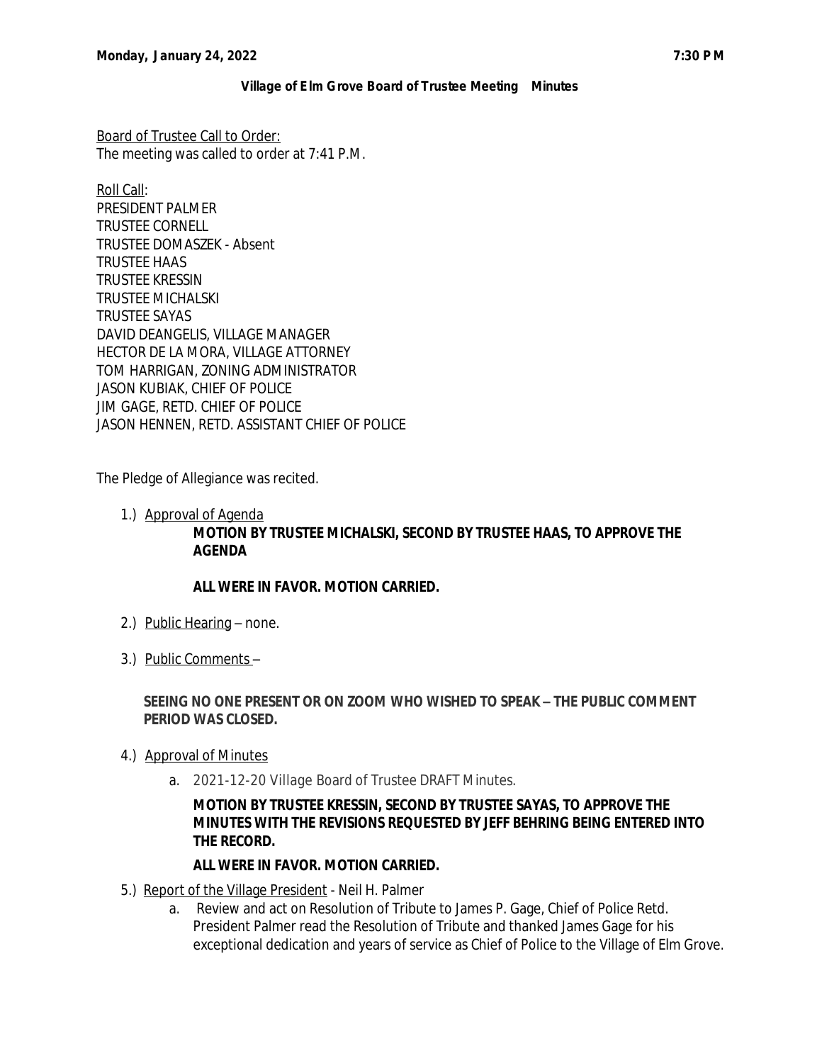**Monday, January 24, 2022** **7:30 P M**

**Village of Elm Grove Board of Trustee Meeting Minutes**

Board of Trustee Call to Order:
The meeting was called to order at 7:41 P.M.

Roll Call:
PRESIDENT PALMER
TRUSTEE CORNELL
TRUSTEE DOMASZEK - Absent
TRUSTEE HAAS
TRUSTEE KRESSIN
TRUSTEE MICHALSKI
TRUSTEE SAYAS
DAVID DEANGELIS, VILLAGE MANAGER
HECTOR DE LA MORA, VILLAGE ATTORNEY
TOM HARRIGAN, ZONING ADMINISTRATOR
JASON KUBIAK, CHIEF OF POLICE
JIM GAGE, RETD. CHIEF OF POLICE
JASON HENNEN, RETD. ASSISTANT CHIEF OF POLICE

The Pledge of Allegiance was recited.

1.) Approval of Agenda

**MOTION BY TRUSTEE MICHALSKI, SECOND BY TRUSTEE HAAS, TO APPROVE THE AGENDA**

**ALL WERE IN FAVOR. MOTION CARRIED.**

2.) Public Hearing – none.

3.) Public Comments –

**SEEING NO ONE PRESENT OR ON ZOOM WHO WISHED TO SPEAK – THE PUBLIC COMMENT PERIOD WAS CLOSED.**

4.) Approval of Minutes

a. 2021-12-20 Village Board of Trustee DRAFT Minutes.

**MOTION BY TRUSTEE KRESSIN, SECOND BY TRUSTEE SAYAS, TO APPROVE THE MINUTES WITH THE REVISIONS REQUESTED BY JEFF BEHRING BEING ENTERED INTO THE RECORD.**

**ALL WERE IN FAVOR. MOTION CARRIED.**

5.) Report of the Village President - Neil H. Palmer

a. Review and act on Resolution of Tribute to James P. Gage, Chief of Police Retd. President Palmer read the Resolution of Tribute and thanked James Gage for his exceptional dedication and years of service as Chief of Police to the Village of Elm Grove.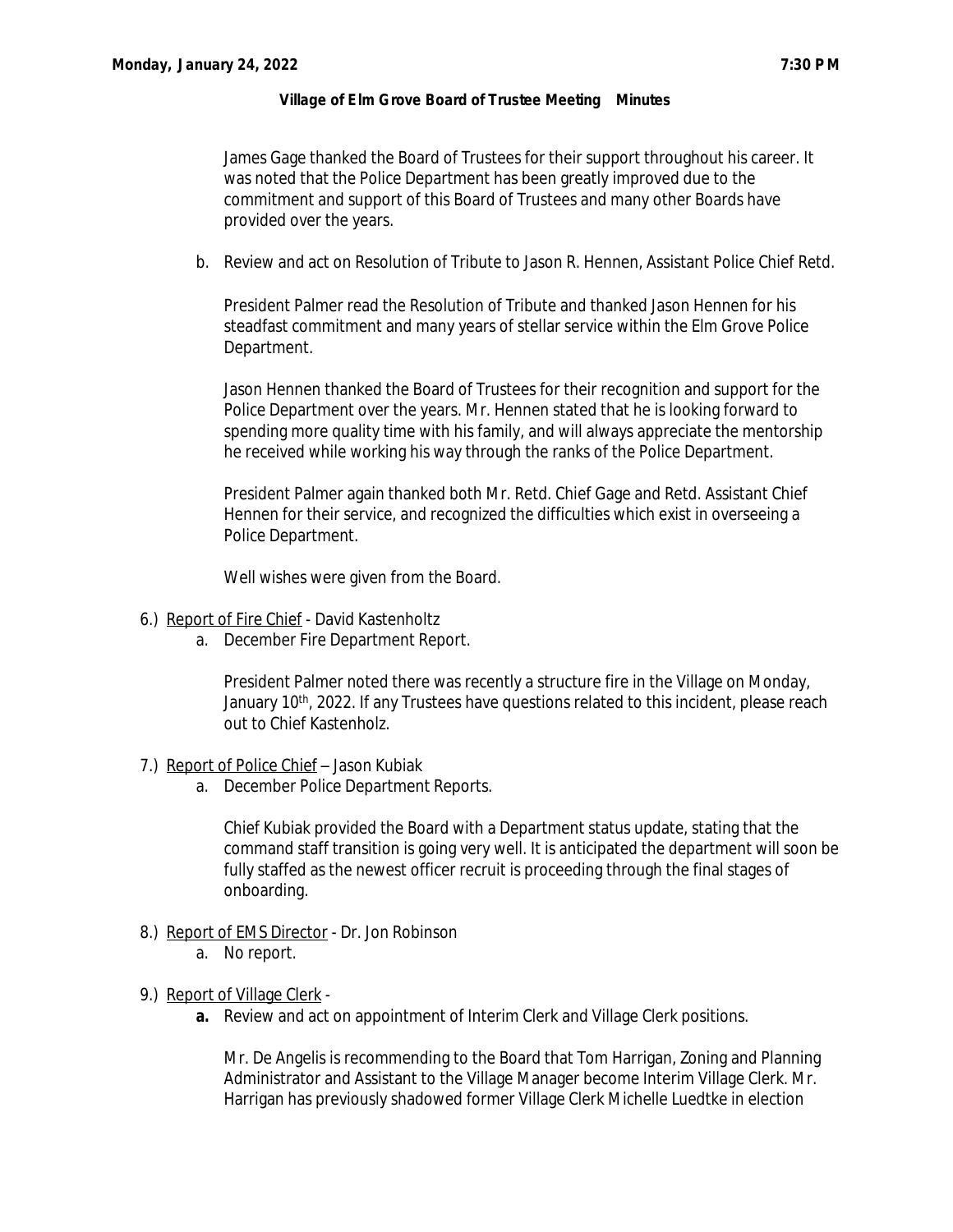**Monday, January 24, 2022** **7:30 PM**

**Village of Elm Grove Board of Trustee Meeting Minutes**

James Gage thanked the Board of Trustees for their support throughout his career. It was noted that the Police Department has been greatly improved due to the commitment and support of this Board of Trustees and many other Boards have provided over the years.

b. Review and act on Resolution of Tribute to Jason R. Hennen, Assistant Police Chief Retd.

President Palmer read the Resolution of Tribute and thanked Jason Hennen for his steadfast commitment and many years of stellar service within the Elm Grove Police Department.

Jason Hennen thanked the Board of Trustees for their recognition and support for the Police Department over the years. Mr. Hennen stated that he is looking forward to spending more quality time with his family, and will always appreciate the mentorship he received while working his way through the ranks of the Police Department.

President Palmer again thanked both Mr. Retd. Chief Gage and Retd. Assistant Chief Hennen for their service, and recognized the difficulties which exist in overseeing a Police Department.

Well wishes were given from the Board.

6.) Report of Fire Chief - David Kastenholtz

a. December Fire Department Report.

President Palmer noted there was recently a structure fire in the Village on Monday, January 10th, 2022. If any Trustees have questions related to this incident, please reach out to Chief Kastenholz.

7.) Report of Police Chief – Jason Kubiak

a. December Police Department Reports.

Chief Kubiak provided the Board with a Department status update, stating that the command staff transition is going very well. It is anticipated the department will soon be fully staffed as the newest officer recruit is proceeding through the final stages of onboarding.

8.) Report of EMS Director - Dr. Jon Robinson

a. No report.

9.) Report of Village Clerk -

**a.** Review and act on appointment of Interim Clerk and Village Clerk positions.

Mr. De Angelis is recommending to the Board that Tom Harrigan, Zoning and Planning Administrator and Assistant to the Village Manager become Interim Village Clerk. Mr. Harrigan has previously shadowed former Village Clerk Michelle Luedtke in election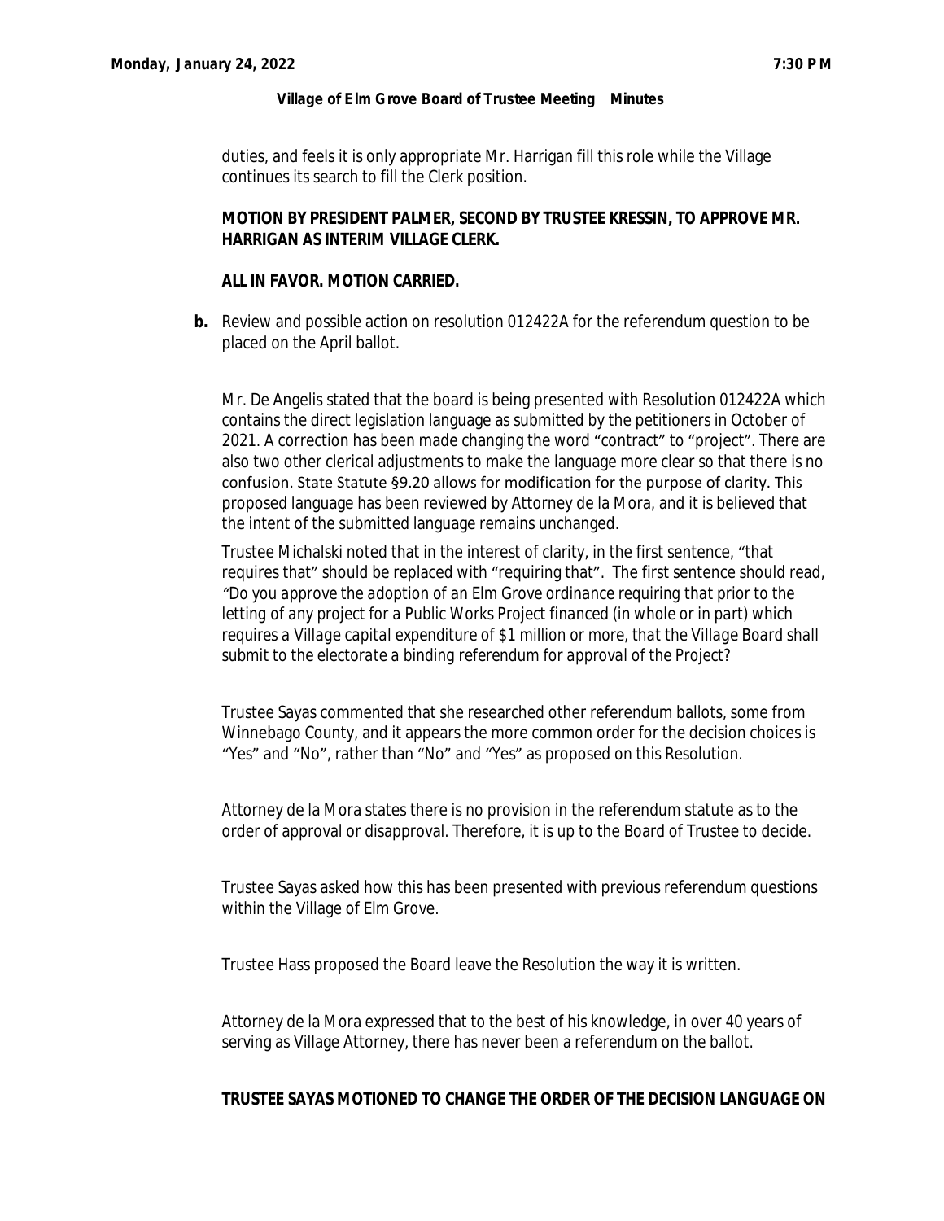duties, and feels it is only appropriate Mr. Harrigan fill this role while the Village continues its search to fill the Clerk position.

**MOTION BY PRESIDENT PALMER, SECOND BY TRUSTEE KRESSIN, TO APPROVE MR. HARRIGAN AS INTERIM VILLAGE CLERK.**

**ALL IN FAVOR. MOTION CARRIED.**

**b.** Review and possible action on resolution 012422A for the referendum question to be placed on the April ballot.

Mr. De Angelis stated that the board is being presented with Resolution 012422A which contains the direct legislation language as submitted by the petitioners in October of 2021. A correction has been made changing the word "contract" to "project". There are also two other clerical adjustments to make the language more clear so that there is no confusion. State Statute §9.20 allows for modification for the purpose of clarity. This proposed language has been reviewed by Attorney de la Mora, and it is believed that the intent of the submitted language remains unchanged.

Trustee Michalski noted that in the interest of clarity, in the first sentence, "that requires that" should be replaced with "requiring that". The first sentence should read, *"Do you approve the adoption of an Elm Grove ordinance requiring that prior to the letting of any project for a Public Works Project financed (in whole or in part) which requires a Village capital expenditure of $1 million or more, that the Village Board shall submit to the electorate a binding referendum for approval of the Project?*

Trustee Sayas commented that she researched other referendum ballots, some from Winnebago County, and it appears the more common order for the decision choices is "Yes" and "No", rather than "No" and "Yes" as proposed on this Resolution.

Attorney de la Mora states there is no provision in the referendum statute as to the order of approval or disapproval. Therefore, it is up to the Board of Trustee to decide.

Trustee Sayas asked how this has been presented with previous referendum questions within the Village of Elm Grove.

Trustee Hass proposed the Board leave the Resolution the way it is written.

Attorney de la Mora expressed that to the best of his knowledge, in over 40 years of serving as Village Attorney, there has never been a referendum on the ballot.

**TRUSTEE SAYAS MOTIONED TO CHANGE THE ORDER OF THE DECISION LANGUAGE ON**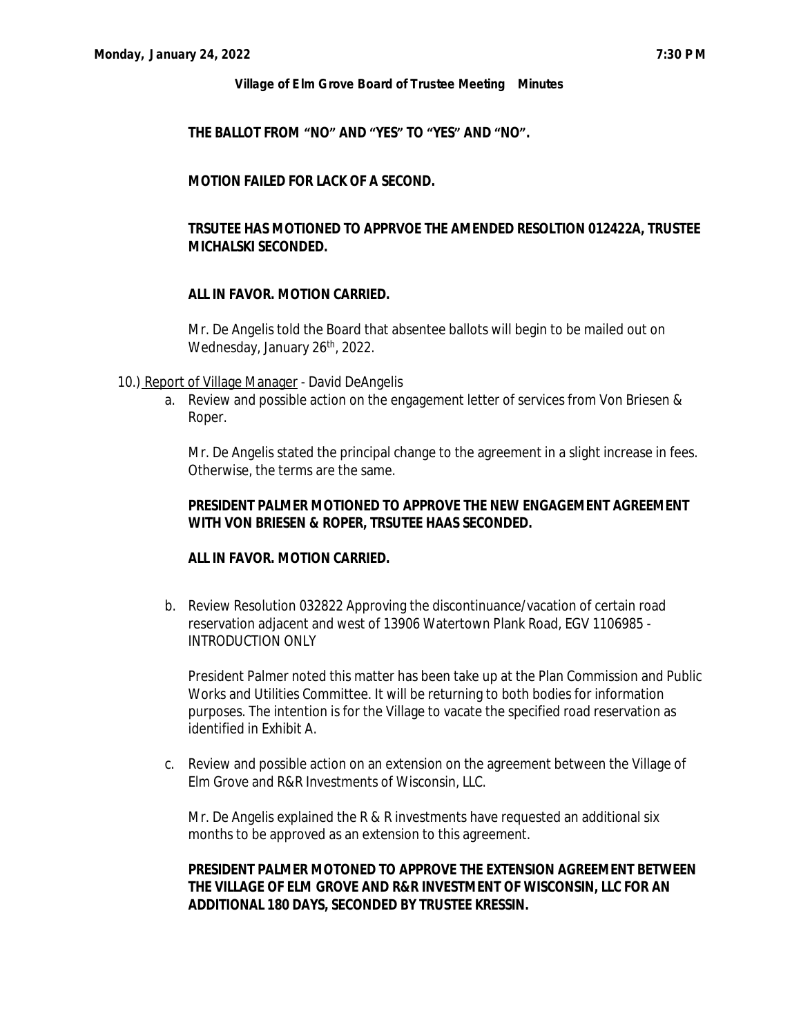**THE BALLOT FROM "NO" AND "YES" TO "YES" AND "NO".**

**MOTION FAILED FOR LACK OF A SECOND.**

**TRSUTEE HAS MOTIONED TO APPRVOE THE AMENDED RESOLTION 012422A, TRUSTEE MICHALSKI SECONDED.**

**ALL IN FAVOR. MOTION CARRIED.**

Mr. De Angelis told the Board that absentee ballots will begin to be mailed out on Wednesday, January 26th, 2022.

10.) Report of Village Manager - David DeAngelis

a. Review and possible action on the engagement letter of services from Von Briesen & Roper.

Mr. De Angelis stated the principal change to the agreement in a slight increase in fees. Otherwise, the terms are the same.

**PRESIDENT PALMER MOTIONED TO APPROVE THE NEW ENGAGEMENT AGREEMENT WITH VON BRIESEN & ROPER, TRSUTEE HAAS SECONDED.**

**ALL IN FAVOR. MOTION CARRIED.**

b. Review Resolution 032822 Approving the discontinuance/vacation of certain road reservation adjacent and west of 13906 Watertown Plank Road, EGV 1106985 - INTRODUCTION ONLY

President Palmer noted this matter has been take up at the Plan Commission and Public Works and Utilities Committee. It will be returning to both bodies for information purposes. The intention is for the Village to vacate the specified road reservation as identified in Exhibit A.

c. Review and possible action on an extension on the agreement between the Village of Elm Grove and R&R Investments of Wisconsin, LLC.

Mr. De Angelis explained the R & R investments have requested an additional six months to be approved as an extension to this agreement.

**PRESIDENT PALMER MOTONED TO APPROVE THE EXTENSION AGREEMENT BETWEEN THE VILLAGE OF ELM GROVE AND R&R INVESTMENT OF WISCONSIN, LLC FOR AN ADDITIONAL 180 DAYS, SECONDED BY TRUSTEE KRESSIN.**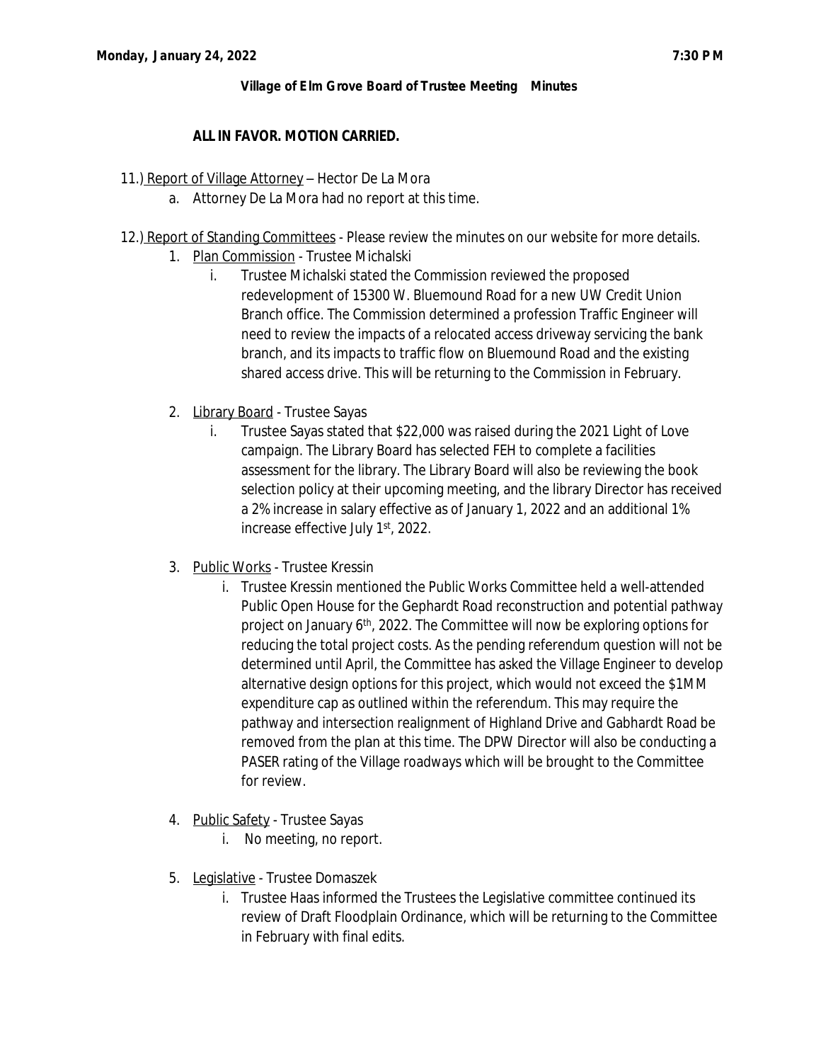**ALL IN FAVOR. MOTION CARRIED.**

11.) Report of Village Attorney – Hector De La Mora

a. Attorney De La Mora had no report at this time.

12.) Report of Standing Committees - Please review the minutes on our website for more details.

1. Plan Commission - Trustee Michalski
   i. Trustee Michalski stated the Commission reviewed the proposed redevelopment of 15300 W. Bluemound Road for a new UW Credit Union Branch office. The Commission determined a profession Traffic Engineer will need to review the impacts of a relocated access driveway servicing the bank branch, and its impacts to traffic flow on Bluemound Road and the existing shared access drive. This will be returning to the Commission in February.

2. Library Board - Trustee Sayas
   i. Trustee Sayas stated that $22,000 was raised during the 2021 Light of Love campaign. The Library Board has selected FEH to complete a facilities assessment for the library. The Library Board will also be reviewing the book selection policy at their upcoming meeting, and the library Director has received a 2% increase in salary effective as of January 1, 2022 and an additional 1% increase effective July 1st, 2022.

3. Public Works - Trustee Kressin
   i. Trustee Kressin mentioned the Public Works Committee held a well-attended Public Open House for the Gephardt Road reconstruction and potential pathway project on January 6th, 2022. The Committee will now be exploring options for reducing the total project costs. As the pending referendum question will not be determined until April, the Committee has asked the Village Engineer to develop alternative design options for this project, which would not exceed the $1MM expenditure cap as outlined within the referendum. This may require the pathway and intersection realignment of Highland Drive and Gabhardt Road be removed from the plan at this time. The DPW Director will also be conducting a PASER rating of the Village roadways which will be brought to the Committee for review.

4. Public Safety - Trustee Sayas
   i. No meeting, no report.

5. Legislative - Trustee Domaszek
   i. Trustee Haas informed the Trustees the Legislative committee continued its review of Draft Floodplain Ordinance, which will be returning to the Committee in February with final edits.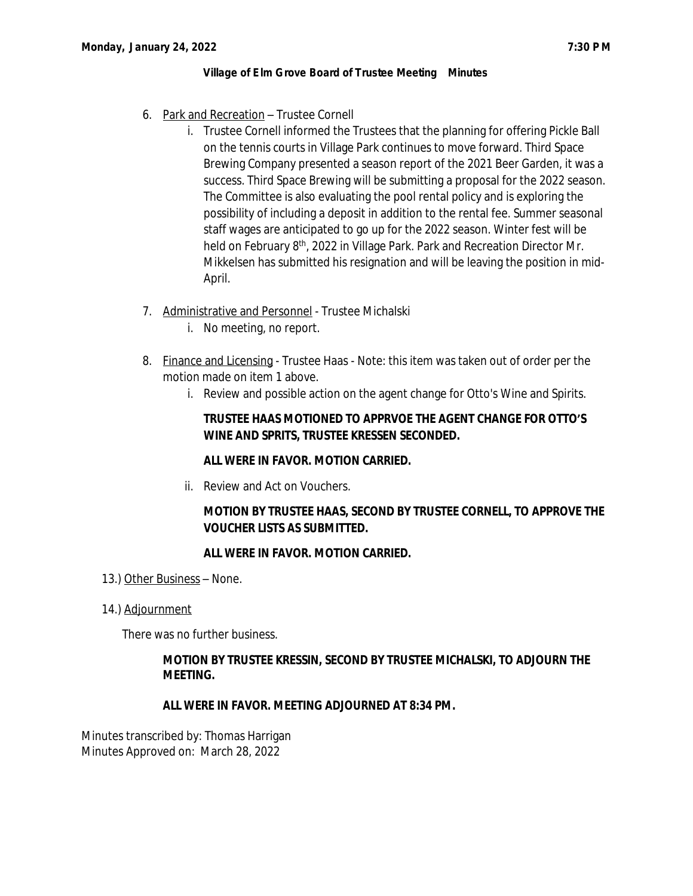6. Park and Recreation – Trustee Cornell
   i. Trustee Cornell informed the Trustees that the planning for offering Pickle Ball on the tennis courts in Village Park continues to move forward. Third Space Brewing Company presented a season report of the 2021 Beer Garden, it was a success. Third Space Brewing will be submitting a proposal for the 2022 season. The Committee is also evaluating the pool rental policy and is exploring the possibility of including a deposit in addition to the rental fee. Summer seasonal staff wages are anticipated to go up for the 2022 season. Winter fest will be held on February 8th, 2022 in Village Park. Park and Recreation Director Mr. Mikkelsen has submitted his resignation and will be leaving the position in mid-April.

7. Administrative and Personnel - Trustee Michalski
   i. No meeting, no report.

8. Finance and Licensing - Trustee Haas - Note: this item was taken out of order per the motion made on item 1 above.
   i. Review and possible action on the agent change for Otto's Wine and Spirits.

      **TRUSTEE HAAS MOTIONED TO APPRVOE THE AGENT CHANGE FOR OTTO'S WINE AND SPRITS, TRUSTEE KRESSEN SECONDED.**

      **ALL WERE IN FAVOR. MOTION CARRIED.**

   ii. Review and Act on Vouchers.

      **MOTION BY TRUSTEE HAAS, SECOND BY TRUSTEE CORNELL, TO APPROVE THE VOUCHER LISTS AS SUBMITTED.**

      **ALL WERE IN FAVOR. MOTION CARRIED.**

13.) Other Business – None.

14.) Adjournment

There was no further business.

**MOTION BY TRUSTEE KRESSIN, SECOND BY TRUSTEE MICHALSKI, TO ADJOURN THE MEETING.**

**ALL WERE IN FAVOR. MEETING ADJOURNED AT 8:34 PM.**

Minutes transcribed by: Thomas Harrigan
Minutes Approved on: March 28, 2022